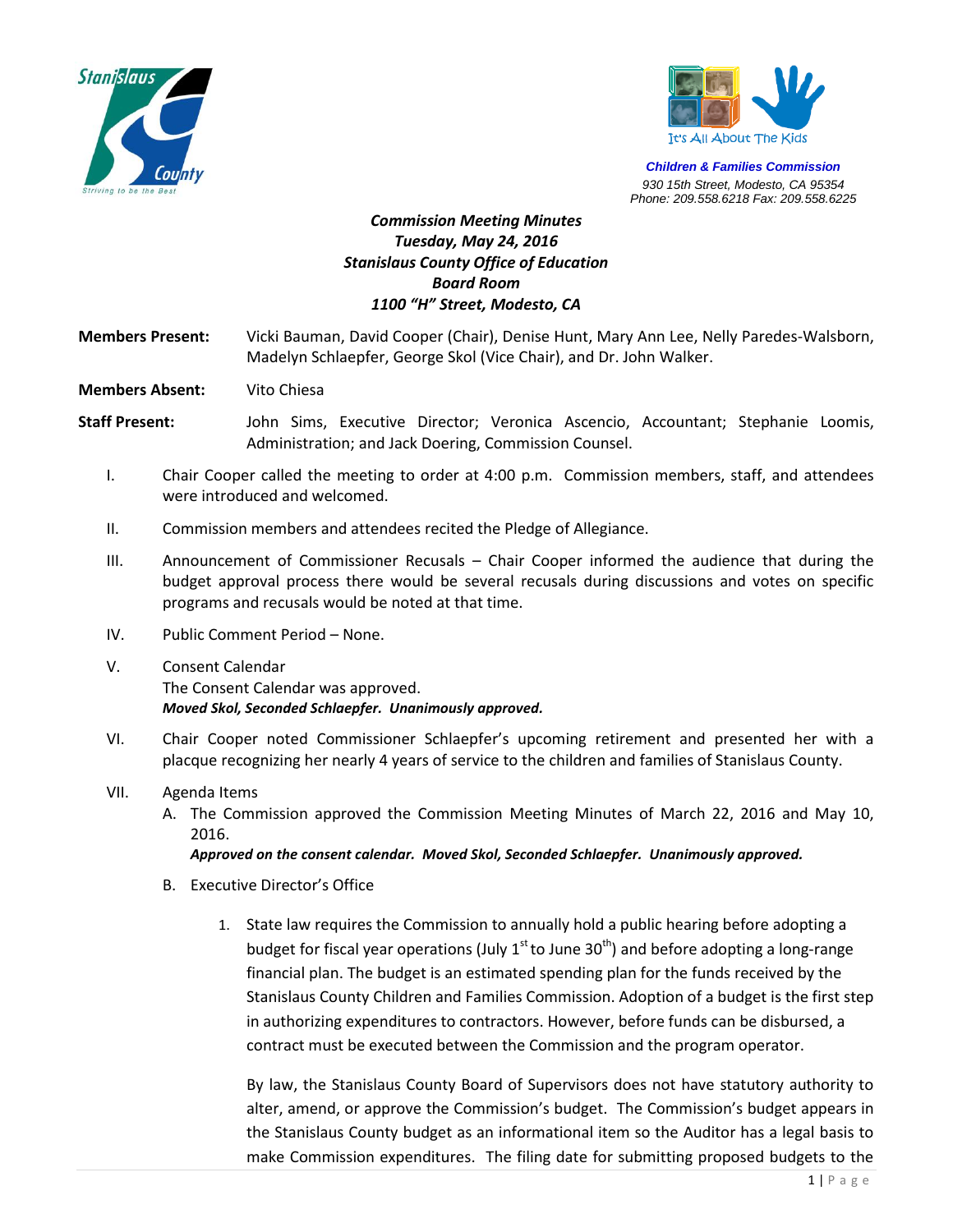Children & Families Commission
930 15th Street, Modesto, CA 95354
Phone: 209.558.6218 Fax: 209.558.6225

***Commission Meeting Minutes***
***Tuesday, May 24, 2016***
***Stanislaus County Office of Education***
***Board Room***
***1100 "H" Street, Modesto, CA***

**Members Present:** Vicki Bauman, David Cooper (Chair), Denise Hunt, Mary Ann Lee, Nelly Paredes-Walsborn, Madelyn Schlaepfer, George Skol (Vice Chair), and Dr. John Walker.

**Members Absent:** Vito Chiesa

**Staff Present:** John Sims, Executive Director; Veronica Ascencio, Accountant; Stephanie Loomis, Administration; and Jack Doering, Commission Counsel.

I. Chair Cooper called the meeting to order at 4:00 p.m. Commission members, staff, and attendees were introduced and welcomed.

II. Commission members and attendees recited the Pledge of Allegiance.

III. Announcement of Commissioner Recusals – Chair Cooper informed the audience that during the budget approval process there would be several recusals during discussions and votes on specific programs and recusals would be noted at that time.

IV. Public Comment Period – None.

V. Consent Calendar
The Consent Calendar was approved.
***Moved Skol, Seconded Schlaepfer. Unanimously approved.***

VI. Chair Cooper noted Commissioner Schlaepfer's upcoming retirement and presented her with a placque recognizing her nearly 4 years of service to the children and families of Stanislaus County.

VII. Agenda Items

A. The Commission approved the Commission Meeting Minutes of March 22, 2016 and May 10, 2016.
***Approved on the consent calendar. Moved Skol, Seconded Schlaepfer. Unanimously approved.***

B. Executive Director's Office

1. State law requires the Commission to annually hold a public hearing before adopting a budget for fiscal year operations (July 1st to June 30th) and before adopting a long-range financial plan. The budget is an estimated spending plan for the funds received by the Stanislaus County Children and Families Commission. Adoption of a budget is the first step in authorizing expenditures to contractors. However, before funds can be disbursed, a contract must be executed between the Commission and the program operator.

   By law, the Stanislaus County Board of Supervisors does not have statutory authority to alter, amend, or approve the Commission's budget. The Commission's budget appears in the Stanislaus County budget as an informational item so the Auditor has a legal basis to make Commission expenditures. The filing date for submitting proposed budgets to the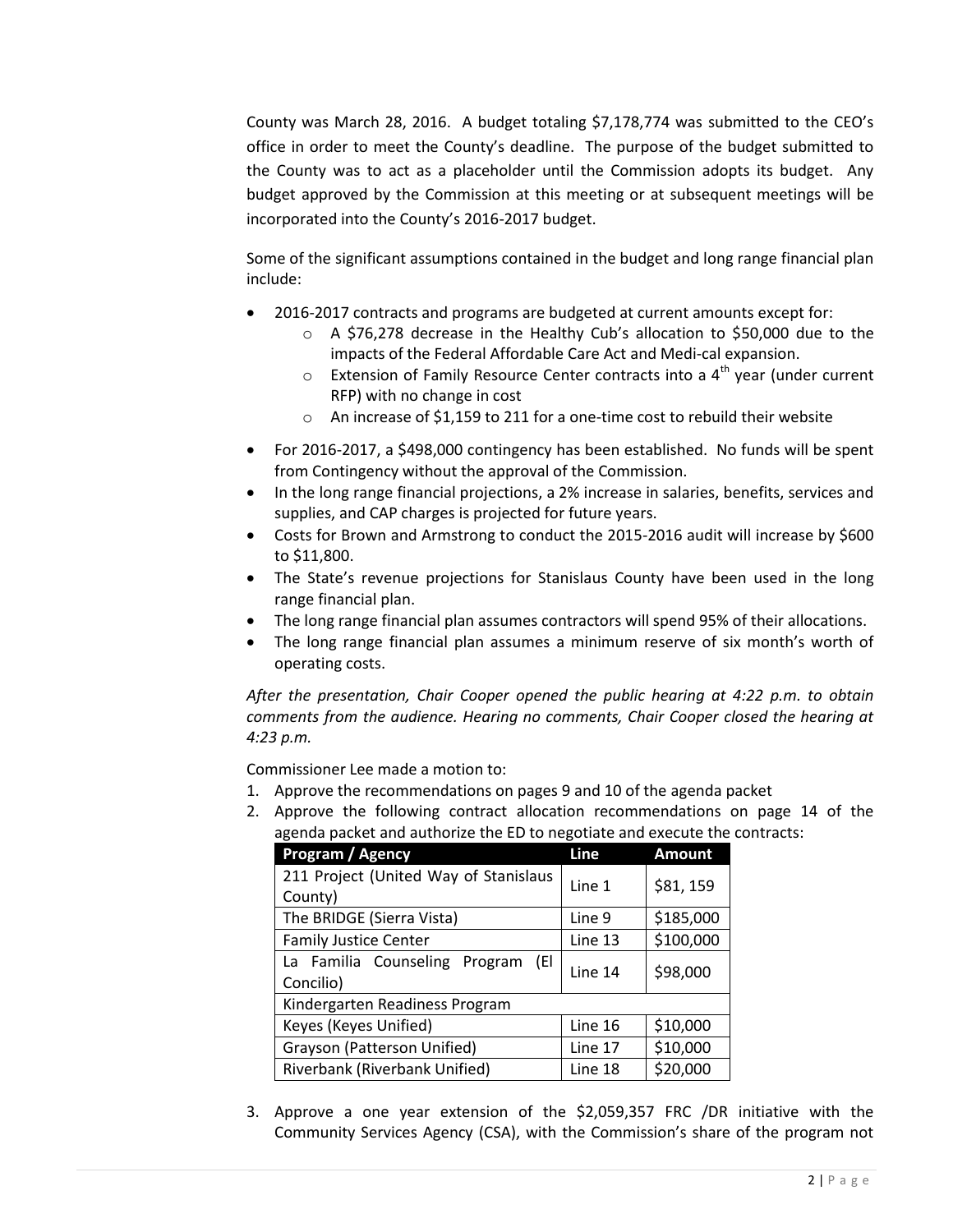County was March 28, 2016. A budget totaling $7,178,774 was submitted to the CEO's office in order to meet the County's deadline. The purpose of the budget submitted to the County was to act as a placeholder until the Commission adopts its budget. Any budget approved by the Commission at this meeting or at subsequent meetings will be incorporated into the County's 2016-2017 budget.

Some of the significant assumptions contained in the budget and long range financial plan include:

- 2016-2017 contracts and programs are budgeted at current amounts except for:
  - A $76,278 decrease in the Healthy Cub's allocation to $50,000 due to the impacts of the Federal Affordable Care Act and Medi-cal expansion.
  - Extension of Family Resource Center contracts into a 4th year (under current RFP) with no change in cost
  - An increase of $1,159 to 211 for a one-time cost to rebuild their website
- For 2016-2017, a $498,000 contingency has been established. No funds will be spent from Contingency without the approval of the Commission.
- In the long range financial projections, a 2% increase in salaries, benefits, services and supplies, and CAP charges is projected for future years.
- Costs for Brown and Armstrong to conduct the 2015-2016 audit will increase by $600 to $11,800.
- The State's revenue projections for Stanislaus County have been used in the long range financial plan.
- The long range financial plan assumes contractors will spend 95% of their allocations.
- The long range financial plan assumes a minimum reserve of six month's worth of operating costs.

*After the presentation, Chair Cooper opened the public hearing at 4:22 p.m. to obtain comments from the audience. Hearing no comments, Chair Cooper closed the hearing at 4:23 p.m.*

Commissioner Lee made a motion to:

1. Approve the recommendations on pages 9 and 10 of the agenda packet
2. Approve the following contract allocation recommendations on page 14 of the agenda packet and authorize the ED to negotiate and execute the contracts:

| Program / Agency | Line | Amount |
|---|---|---|
| 211 Project (United Way of Stanislaus County) | Line 1 | $81, 159 |
| The BRIDGE (Sierra Vista) | Line 9 | $185,000 |
| Family Justice Center | Line 13 | $100,000 |
| La Familia Counseling Program (El Concilio) | Line 14 | $98,000 |
| Kindergarten Readiness Program | | |
| Keyes (Keyes Unified) | Line 16 | $10,000 |
| Grayson (Patterson Unified) | Line 17 | $10,000 |
| Riverbank (Riverbank Unified) | Line 18 | $20,000 |

3. Approve a one year extension of the $2,059,357 FRC /DR initiative with the Community Services Agency (CSA), with the Commission's share of the program not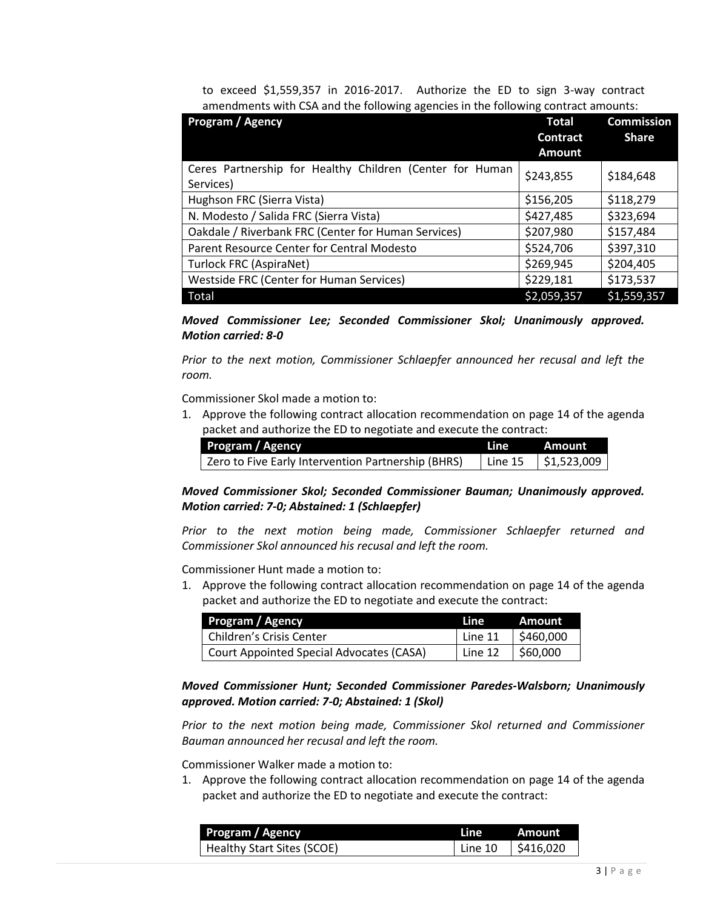to exceed $1,559,357 in 2016-2017. Authorize the ED to sign 3-way contract amendments with CSA and the following agencies in the following contract amounts:

| Program / Agency | Total Contract Amount | Commission Share |
|---|---|---|
| Ceres Partnership for Healthy Children (Center for Human Services) | $243,855 | $184,648 |
| Hughson FRC (Sierra Vista) | $156,205 | $118,279 |
| N. Modesto / Salida FRC (Sierra Vista) | $427,485 | $323,694 |
| Oakdale / Riverbank FRC (Center for Human Services) | $207,980 | $157,484 |
| Parent Resource Center for Central Modesto | $524,706 | $397,310 |
| Turlock FRC (AspiraNet) | $269,945 | $204,405 |
| Westside FRC (Center for Human Services) | $229,181 | $173,537 |
| Total | $2,059,357 | $1,559,357 |

***Moved Commissioner Lee; Seconded Commissioner Skol; Unanimously approved. Motion carried: 8-0***

*Prior to the next motion, Commissioner Schlaepfer announced her recusal and left the room.*

Commissioner Skol made a motion to:

1. Approve the following contract allocation recommendation on page 14 of the agenda packet and authorize the ED to negotiate and execute the contract:

| Program / Agency | Line | Amount |
|---|---|---|
| Zero to Five Early Intervention Partnership (BHRS) | Line 15 | $1,523,009 |

***Moved Commissioner Skol; Seconded Commissioner Bauman; Unanimously approved. Motion carried: 7-0; Abstained: 1 (Schlaepfer)***

*Prior to the next motion being made, Commissioner Schlaepfer returned and Commissioner Skol announced his recusal and left the room.*

Commissioner Hunt made a motion to:

1. Approve the following contract allocation recommendation on page 14 of the agenda packet and authorize the ED to negotiate and execute the contract:

| Program / Agency | Line | Amount |
|---|---|---|
| Children's Crisis Center | Line 11 | $460,000 |
| Court Appointed Special Advocates (CASA) | Line 12 | $60,000 |

***Moved Commissioner Hunt; Seconded Commissioner Paredes-Walsborn; Unanimously approved. Motion carried: 7-0; Abstained: 1 (Skol)***

*Prior to the next motion being made, Commissioner Skol returned and Commissioner Bauman announced her recusal and left the room.*

Commissioner Walker made a motion to:

1. Approve the following contract allocation recommendation on page 14 of the agenda packet and authorize the ED to negotiate and execute the contract:

| Program / Agency | Line | Amount |
|---|---|---|
| Healthy Start Sites (SCOE) | Line 10 | $416,020 |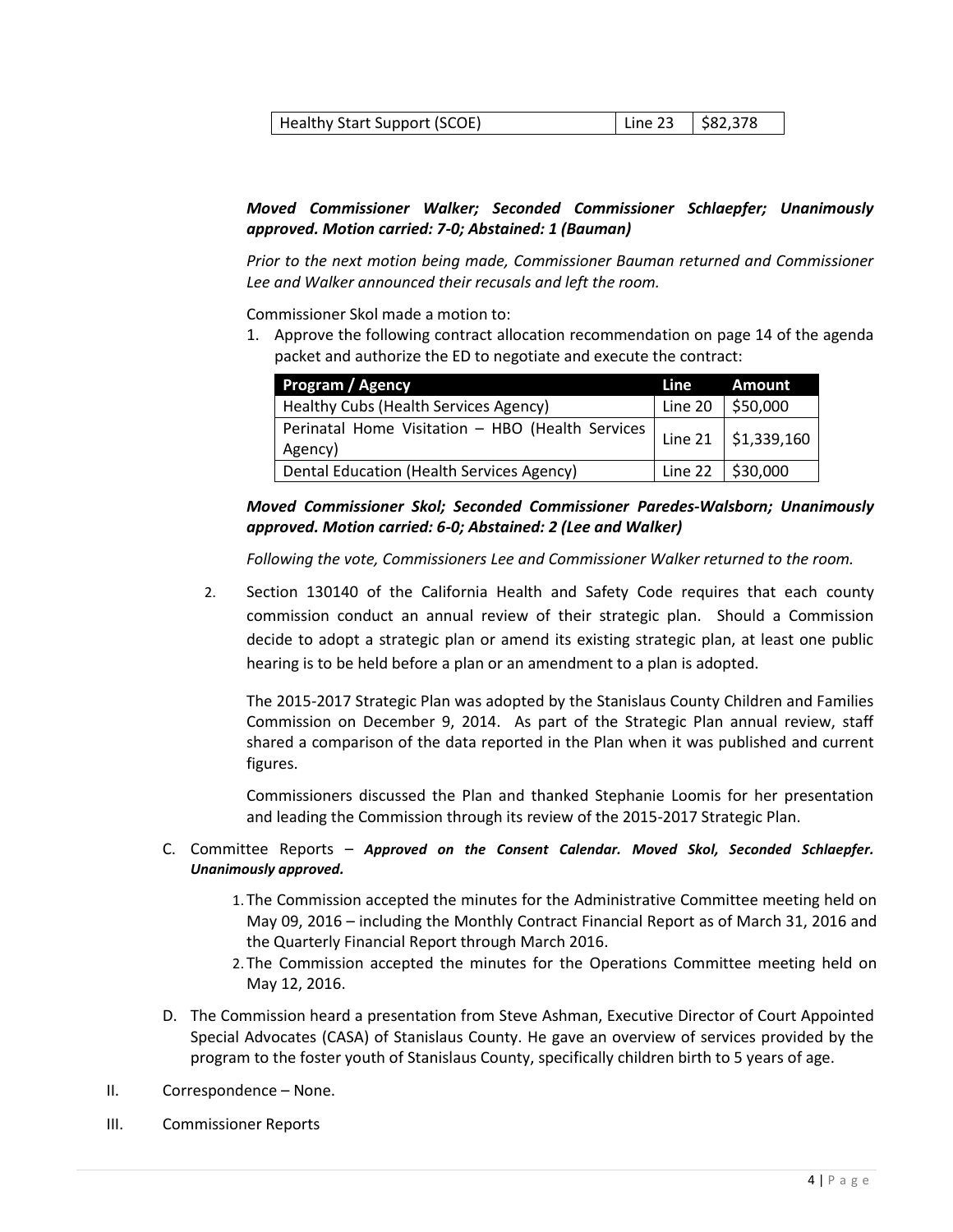| Healthy Start Support (SCOE) | Line 23 | $82,378 |
|---|---|---|

***Moved Commissioner Walker; Seconded Commissioner Schlaepfer; Unanimously approved. Motion carried: 7-0; Abstained: 1 (Bauman)***

*Prior to the next motion being made, Commissioner Bauman returned and Commissioner Lee and Walker announced their recusals and left the room.*

Commissioner Skol made a motion to:

1. Approve the following contract allocation recommendation on page 14 of the agenda packet and authorize the ED to negotiate and execute the contract:

| Program / Agency | Line | Amount |
|---|---|---|
| Healthy Cubs (Health Services Agency) | Line 20 | $50,000 |
| Perinatal Home Visitation – HBO (Health Services Agency) | Line 21 | $1,339,160 |
| Dental Education (Health Services Agency) | Line 22 | $30,000 |

***Moved Commissioner Skol; Seconded Commissioner Paredes-Walsborn; Unanimously approved. Motion carried: 6-0; Abstained: 2 (Lee and Walker)***

*Following the vote, Commissioners Lee and Commissioner Walker returned to the room.*

2. Section 130140 of the California Health and Safety Code requires that each county commission conduct an annual review of their strategic plan. Should a Commission decide to adopt a strategic plan or amend its existing strategic plan, at least one public hearing is to be held before a plan or an amendment to a plan is adopted.

   The 2015-2017 Strategic Plan was adopted by the Stanislaus County Children and Families Commission on December 9, 2014. As part of the Strategic Plan annual review, staff shared a comparison of the data reported in the Plan when it was published and current figures.

   Commissioners discussed the Plan and thanked Stephanie Loomis for her presentation and leading the Commission through its review of the 2015-2017 Strategic Plan.

C. Committee Reports – ***Approved on the Consent Calendar. Moved Skol, Seconded Schlaepfer. Unanimously approved.***

1. The Commission accepted the minutes for the Administrative Committee meeting held on May 09, 2016 – including the Monthly Contract Financial Report as of March 31, 2016 and the Quarterly Financial Report through March 2016.
2. The Commission accepted the minutes for the Operations Committee meeting held on May 12, 2016.

D. The Commission heard a presentation from Steve Ashman, Executive Director of Court Appointed Special Advocates (CASA) of Stanislaus County. He gave an overview of services provided by the program to the foster youth of Stanislaus County, specifically children birth to 5 years of age.

II. Correspondence – None.

III. Commissioner Reports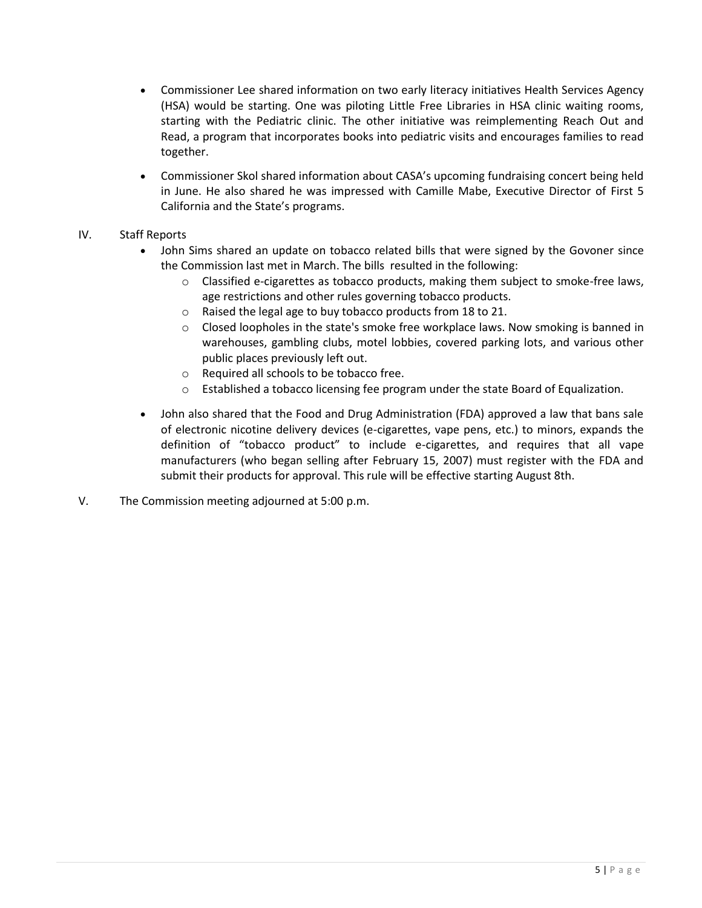- Commissioner Lee shared information on two early literacy initiatives Health Services Agency (HSA) would be starting. One was piloting Little Free Libraries in HSA clinic waiting rooms, starting with the Pediatric clinic. The other initiative was reimplementing Reach Out and Read, a program that incorporates books into pediatric visits and encourages families to read together.

- Commissioner Skol shared information about CASA's upcoming fundraising concert being held in June. He also shared he was impressed with Camille Mabe, Executive Director of First 5 California and the State's programs.

IV. Staff Reports

- John Sims shared an update on tobacco related bills that were signed by the Govoner since the Commission last met in March. The bills resulted in the following:
    - Classified e-cigarettes as tobacco products, making them subject to smoke-free laws, age restrictions and other rules governing tobacco products.
    - Raised the legal age to buy tobacco products from 18 to 21.
    - Closed loopholes in the state's smoke free workplace laws. Now smoking is banned in warehouses, gambling clubs, motel lobbies, covered parking lots, and various other public places previously left out.
    - Required all schools to be tobacco free.
    - Established a tobacco licensing fee program under the state Board of Equalization.

- John also shared that the Food and Drug Administration (FDA) approved a law that bans sale of electronic nicotine delivery devices (e-cigarettes, vape pens, etc.) to minors, expands the definition of "tobacco product" to include e-cigarettes, and requires that all vape manufacturers (who began selling after February 15, 2007) must register with the FDA and submit their products for approval. This rule will be effective starting August 8th.

V. The Commission meeting adjourned at 5:00 p.m.